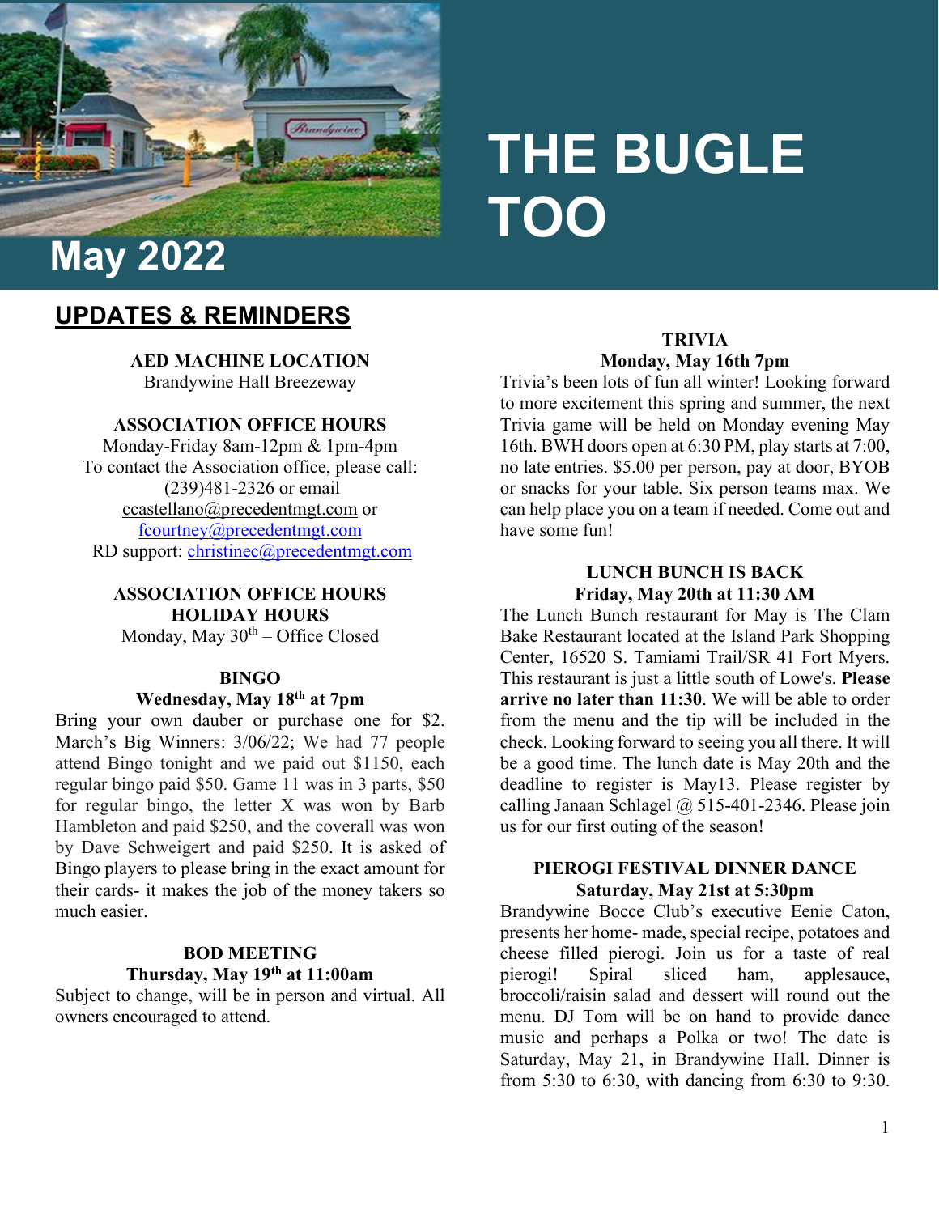# THE BUGLE TOO

## May 2022

## UPDATES & REMINDERS

**AED MACHINE LOCATION**
Brandywine Hall Breezeway

**ASSOCIATION OFFICE HOURS**
Monday-Friday 8am-12pm & 1pm-4pm
To contact the Association office, please call: (239)481-2326 or email
ccastellano@precedentmgt.com or
fcourtney@precedentmgt.com
RD support: christinec@precedentmgt.com

**ASSOCIATION OFFICE HOURS HOLIDAY HOURS**
Monday, May 30th – Office Closed

**BINGO**
**Wednesday, May 18th at 7pm**

Bring your own dauber or purchase one for $2. March's Big Winners: 3/06/22; We had 77 people attend Bingo tonight and we paid out $1150, each regular bingo paid $50. Game 11 was in 3 parts, $50 for regular bingo, the letter X was won by Barb Hambleton and paid $250, and the coverall was won by Dave Schweigert and paid $250. It is asked of Bingo players to please bring in the exact amount for their cards- it makes the job of the money takers so much easier.

**BOD MEETING**
**Thursday, May 19th at 11:00am**

Subject to change, will be in person and virtual. All owners encouraged to attend.

**TRIVIA**
**Monday, May 16th 7pm**

Trivia's been lots of fun all winter! Looking forward to more excitement this spring and summer, the next Trivia game will be held on Monday evening May 16th. BWH doors open at 6:30 PM, play starts at 7:00, no late entries. $5.00 per person, pay at door, BYOB or snacks for your table. Six person teams max. We can help place you on a team if needed. Come out and have some fun!

**LUNCH BUNCH IS BACK**
**Friday, May 20th at 11:30 AM**

The Lunch Bunch restaurant for May is The Clam Bake Restaurant located at the Island Park Shopping Center, 16520 S. Tamiami Trail/SR 41 Fort Myers. This restaurant is just a little south of Lowe's. **Please arrive no later than 11:30**. We will be able to order from the menu and the tip will be included in the check. Looking forward to seeing you all there. It will be a good time. The lunch date is May 20th and the deadline to register is May13. Please register by calling Janaan Schlagel @ 515-401-2346. Please join us for our first outing of the season!

**PIEROGI FESTIVAL DINNER DANCE**
**Saturday, May 21st at 5:30pm**

Brandywine Bocce Club's executive Eenie Caton, presents her home- made, special recipe, potatoes and cheese filled pierogi. Join us for a taste of real pierogi! Spiral sliced ham, applesauce, broccoli/raisin salad and dessert will round out the menu. DJ Tom will be on hand to provide dance music and perhaps a Polka or two! The date is Saturday, May 21, in Brandywine Hall. Dinner is from 5:30 to 6:30, with dancing from 6:30 to 9:30.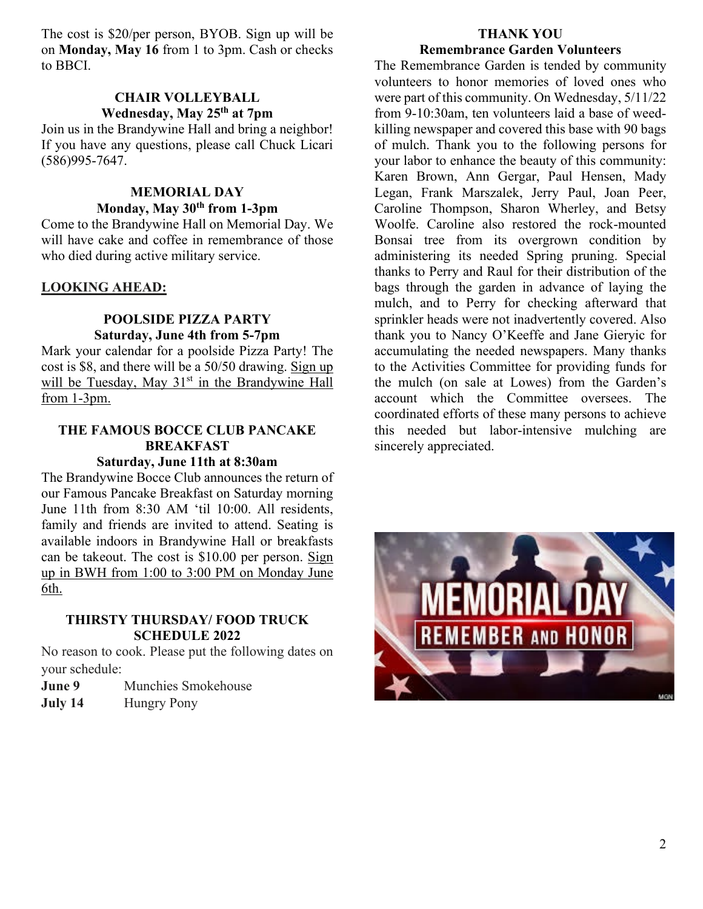The cost is $20/per person, BYOB. Sign up will be on **Monday, May 16** from 1 to 3pm. Cash or checks to BBCI.

### CHAIR VOLLEYBALL
### Wednesday, May 25th at 7pm

Join us in the Brandywine Hall and bring a neighbor! If you have any questions, please call Chuck Licari (586)995-7647.

### MEMORIAL DAY
### Monday, May 30th from 1-3pm

Come to the Brandywine Hall on Memorial Day. We will have cake and coffee in remembrance of those who died during active military service.

## LOOKING AHEAD:

### POOLSIDE PIZZA PARTY
### Saturday, June 4th from 5-7pm

Mark your calendar for a poolside Pizza Party! The cost is $8, and there will be a 50/50 drawing. Sign up will be Tuesday, May 31st in the Brandywine Hall from 1-3pm.

### THE FAMOUS BOCCE CLUB PANCAKE BREAKFAST
### Saturday, June 11th at 8:30am

The Brandywine Bocce Club announces the return of our Famous Pancake Breakfast on Saturday morning June 11th from 8:30 AM 'til 10:00. All residents, family and friends are invited to attend. Seating is available indoors in Brandywine Hall or breakfasts can be takeout. The cost is $10.00 per person. Sign up in BWH from 1:00 to 3:00 PM on Monday June 6th.

### THIRSTY THURSDAY/ FOOD TRUCK SCHEDULE 2022

No reason to cook. Please put the following dates on your schedule:

| | |
|---|---|
| **June 9** | Munchies Smokehouse |
| **July 14** | Hungry Pony |

### THANK YOU
### Remembrance Garden Volunteers

The Remembrance Garden is tended by community volunteers to honor memories of loved ones who were part of this community. On Wednesday, 5/11/22 from 9-10:30am, ten volunteers laid a base of weed-killing newspaper and covered this base with 90 bags of mulch. Thank you to the following persons for your labor to enhance the beauty of this community: Karen Brown, Ann Gergar, Paul Hensen, Mady Legan, Frank Marszalek, Jerry Paul, Joan Peer, Caroline Thompson, Sharon Wherley, and Betsy Woolfe. Caroline also restored the rock-mounted Bonsai tree from its overgrown condition by administering its needed Spring pruning. Special thanks to Perry and Raul for their distribution of the bags through the garden in advance of laying the mulch, and to Perry for checking afterward that sprinkler heads were not inadvertently covered. Also thank you to Nancy O'Keeffe and Jane Gieryic for accumulating the needed newspapers. Many thanks to the Activities Committee for providing funds for the mulch (on sale at Lowes) from the Garden's account which the Committee oversees. The coordinated efforts of these many persons to achieve this needed but labor-intensive mulching are sincerely appreciated.

MEMORIAL DAY

REMEMBER AND HONOR